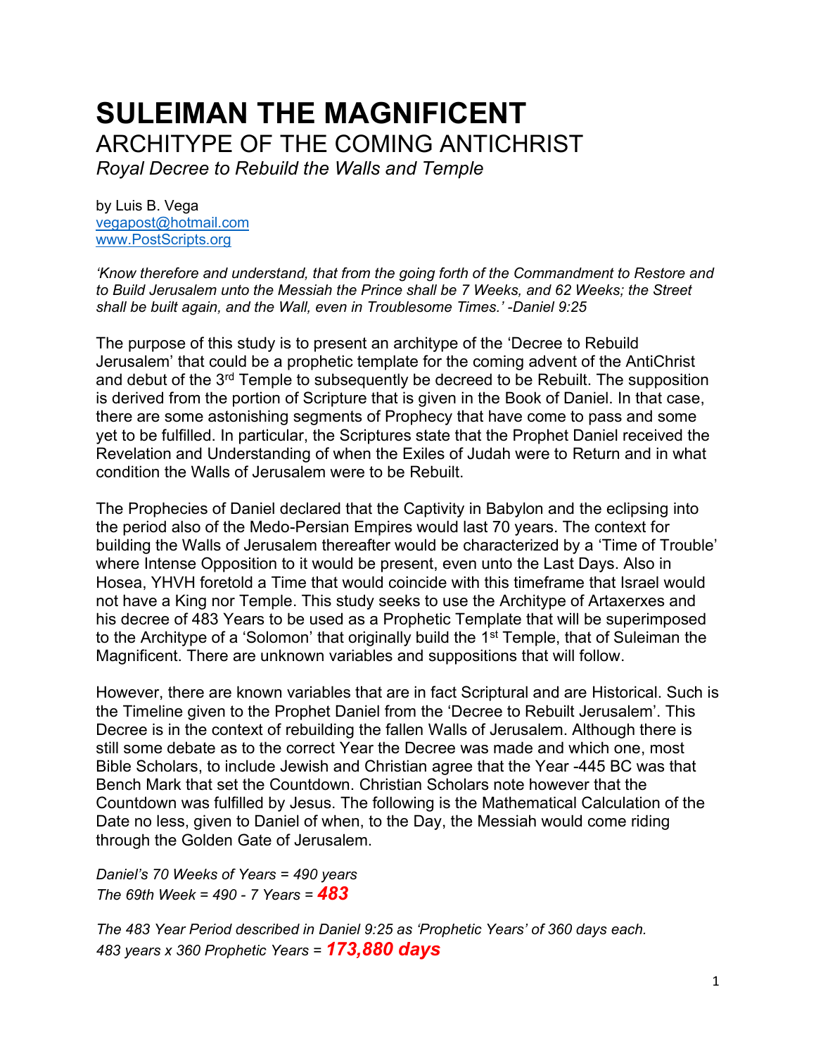# SULEIMAN THE MAGNIFICENT

## ARCHITYPE OF THE COMING ANTICHRIST

*Royal Decree to Rebuild the Walls and Temple*

by Luis B. Vega
vegapost@hotmail.com
www.PostScripts.org

*'Know therefore and understand, that from the going forth of the Commandment to Restore and to Build Jerusalem unto the Messiah the Prince shall be 7 Weeks, and 62 Weeks; the Street shall be built again, and the Wall, even in Troublesome Times.' -Daniel 9:25*

The purpose of this study is to present an architype of the 'Decree to Rebuild Jerusalem' that could be a prophetic template for the coming advent of the AntiChrist and debut of the 3rd Temple to subsequently be decreed to be Rebuilt. The supposition is derived from the portion of Scripture that is given in the Book of Daniel. In that case, there are some astonishing segments of Prophecy that have come to pass and some yet to be fulfilled. In particular, the Scriptures state that the Prophet Daniel received the Revelation and Understanding of when the Exiles of Judah were to Return and in what condition the Walls of Jerusalem were to be Rebuilt.

The Prophecies of Daniel declared that the Captivity in Babylon and the eclipsing into the period also of the Medo-Persian Empires would last 70 years. The context for building the Walls of Jerusalem thereafter would be characterized by a 'Time of Trouble' where Intense Opposition to it would be present, even unto the Last Days. Also in Hosea, YHVH foretold a Time that would coincide with this timeframe that Israel would not have a King nor Temple. This study seeks to use the Architype of Artaxerxes and his decree of 483 Years to be used as a Prophetic Template that will be superimposed to the Architype of a 'Solomon' that originally build the 1st Temple, that of Suleiman the Magnificent. There are unknown variables and suppositions that will follow.

However, there are known variables that are in fact Scriptural and are Historical. Such is the Timeline given to the Prophet Daniel from the 'Decree to Rebuilt Jerusalem'. This Decree is in the context of rebuilding the fallen Walls of Jerusalem. Although there is still some debate as to the correct Year the Decree was made and which one, most Bible Scholars, to include Jewish and Christian agree that the Year -445 BC was that Bench Mark that set the Countdown. Christian Scholars note however that the Countdown was fulfilled by Jesus. The following is the Mathematical Calculation of the Date no less, given to Daniel of when, to the Day, the Messiah would come riding through the Golden Gate of Jerusalem.

*Daniel's 70 Weeks of Years = 490 years*
*The 69th Week = 490 - 7 Years =* ***483***

*The 483 Year Period described in Daniel 9:25 as 'Prophetic Years' of 360 days each.*
*483 years x 360 Prophetic Years =* ***173,880 days***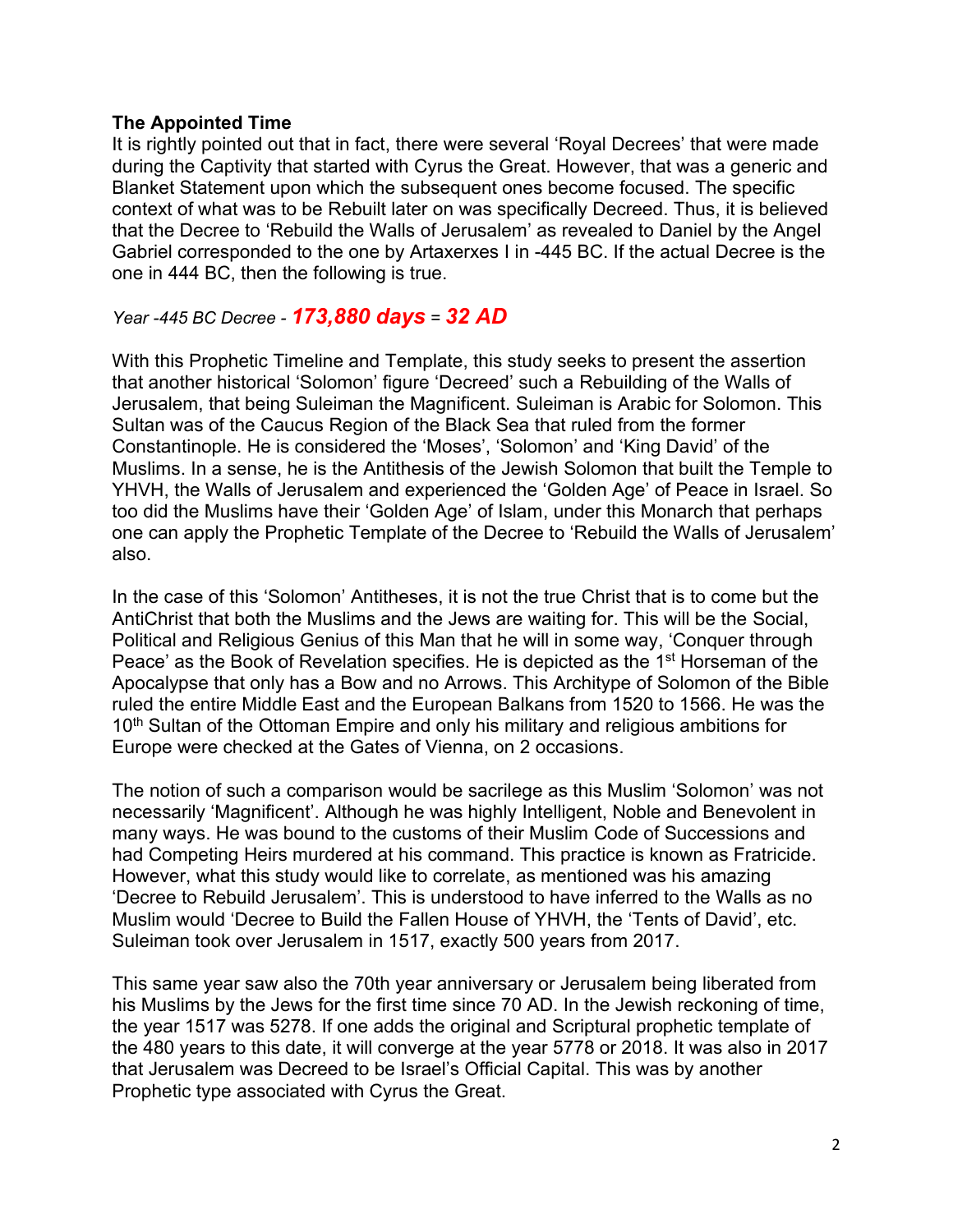**The Appointed Time**

It is rightly pointed out that in fact, there were several 'Royal Decrees' that were made during the Captivity that started with Cyrus the Great. However, that was a generic and Blanket Statement upon which the subsequent ones become focused. The specific context of what was to be Rebuilt later on was specifically Decreed. Thus, it is believed that the Decree to 'Rebuild the Walls of Jerusalem' as revealed to Daniel by the Angel Gabriel corresponded to the one by Artaxerxes I in -445 BC. If the actual Decree is the one in 444 BC, then the following is true.

*Year -445 BC Decree -* ***173,880 days*** *=* ***32 AD***

With this Prophetic Timeline and Template, this study seeks to present the assertion that another historical 'Solomon' figure 'Decreed' such a Rebuilding of the Walls of Jerusalem, that being Suleiman the Magnificent. Suleiman is Arabic for Solomon. This Sultan was of the Caucus Region of the Black Sea that ruled from the former Constantinople. He is considered the 'Moses', 'Solomon' and 'King David' of the Muslims. In a sense, he is the Antithesis of the Jewish Solomon that built the Temple to YHVH, the Walls of Jerusalem and experienced the 'Golden Age' of Peace in Israel. So too did the Muslims have their 'Golden Age' of Islam, under this Monarch that perhaps one can apply the Prophetic Template of the Decree to 'Rebuild the Walls of Jerusalem' also.

In the case of this 'Solomon' Antitheses, it is not the true Christ that is to come but the AntiChrist that both the Muslims and the Jews are waiting for. This will be the Social, Political and Religious Genius of this Man that he will in some way, 'Conquer through Peace' as the Book of Revelation specifies. He is depicted as the 1st Horseman of the Apocalypse that only has a Bow and no Arrows. This Architype of Solomon of the Bible ruled the entire Middle East and the European Balkans from 1520 to 1566. He was the 10th Sultan of the Ottoman Empire and only his military and religious ambitions for Europe were checked at the Gates of Vienna, on 2 occasions.

The notion of such a comparison would be sacrilege as this Muslim 'Solomon' was not necessarily 'Magnificent'. Although he was highly Intelligent, Noble and Benevolent in many ways. He was bound to the customs of their Muslim Code of Successions and had Competing Heirs murdered at his command. This practice is known as Fratricide. However, what this study would like to correlate, as mentioned was his amazing 'Decree to Rebuild Jerusalem'. This is understood to have inferred to the Walls as no Muslim would 'Decree to Build the Fallen House of YHVH, the 'Tents of David', etc. Suleiman took over Jerusalem in 1517, exactly 500 years from 2017.

This same year saw also the 70th year anniversary or Jerusalem being liberated from his Muslims by the Jews for the first time since 70 AD. In the Jewish reckoning of time, the year 1517 was 5278. If one adds the original and Scriptural prophetic template of the 480 years to this date, it will converge at the year 5778 or 2018. It was also in 2017 that Jerusalem was Decreed to be Israel's Official Capital. This was by another Prophetic type associated with Cyrus the Great.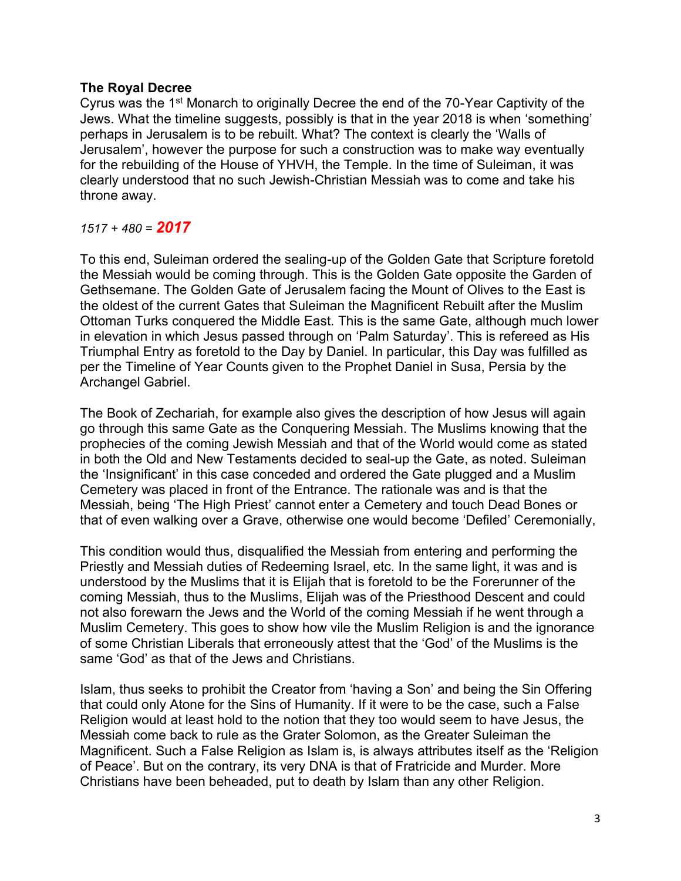**The Royal Decree**

Cyrus was the 1st Monarch to originally Decree the end of the 70-Year Captivity of the Jews. What the timeline suggests, possibly is that in the year 2018 is when 'something' perhaps in Jerusalem is to be rebuilt. What? The context is clearly the 'Walls of Jerusalem', however the purpose for such a construction was to make way eventually for the rebuilding of the House of YHVH, the Temple. In the time of Suleiman, it was clearly understood that no such Jewish-Christian Messiah was to come and take his throne away.

*1517 + 480 =* ***2017***

To this end, Suleiman ordered the sealing-up of the Golden Gate that Scripture foretold the Messiah would be coming through. This is the Golden Gate opposite the Garden of Gethsemane. The Golden Gate of Jerusalem facing the Mount of Olives to the East is the oldest of the current Gates that Suleiman the Magnificent Rebuilt after the Muslim Ottoman Turks conquered the Middle East. This is the same Gate, although much lower in elevation in which Jesus passed through on 'Palm Saturday'. This is refereed as His Triumphal Entry as foretold to the Day by Daniel. In particular, this Day was fulfilled as per the Timeline of Year Counts given to the Prophet Daniel in Susa, Persia by the Archangel Gabriel.

The Book of Zechariah, for example also gives the description of how Jesus will again go through this same Gate as the Conquering Messiah. The Muslims knowing that the prophecies of the coming Jewish Messiah and that of the World would come as stated in both the Old and New Testaments decided to seal-up the Gate, as noted. Suleiman the 'Insignificant' in this case conceded and ordered the Gate plugged and a Muslim Cemetery was placed in front of the Entrance. The rationale was and is that the Messiah, being 'The High Priest' cannot enter a Cemetery and touch Dead Bones or that of even walking over a Grave, otherwise one would become 'Defiled' Ceremonially,

This condition would thus, disqualified the Messiah from entering and performing the Priestly and Messiah duties of Redeeming Israel, etc. In the same light, it was and is understood by the Muslims that it is Elijah that is foretold to be the Forerunner of the coming Messiah, thus to the Muslims, Elijah was of the Priesthood Descent and could not also forewarn the Jews and the World of the coming Messiah if he went through a Muslim Cemetery. This goes to show how vile the Muslim Religion is and the ignorance of some Christian Liberals that erroneously attest that the 'God' of the Muslims is the same 'God' as that of the Jews and Christians.

Islam, thus seeks to prohibit the Creator from 'having a Son' and being the Sin Offering that could only Atone for the Sins of Humanity. If it were to be the case, such a False Religion would at least hold to the notion that they too would seem to have Jesus, the Messiah come back to rule as the Grater Solomon, as the Greater Suleiman the Magnificent. Such a False Religion as Islam is, is always attributes itself as the 'Religion of Peace'. But on the contrary, its very DNA is that of Fratricide and Murder. More Christians have been beheaded, put to death by Islam than any other Religion.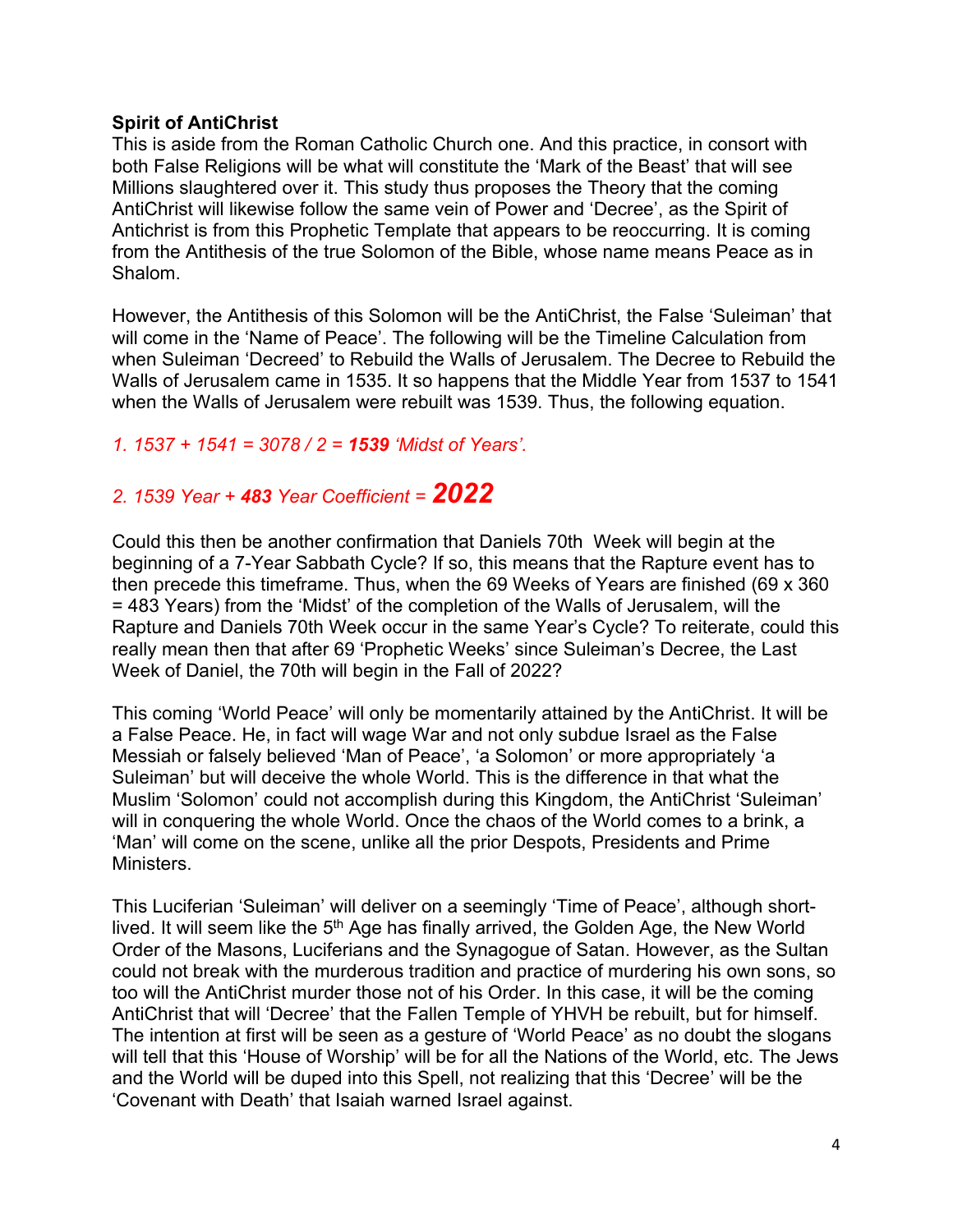**Spirit of AntiChrist**
This is aside from the Roman Catholic Church one. And this practice, in consort with both False Religions will be what will constitute the 'Mark of the Beast' that will see Millions slaughtered over it. This study thus proposes the Theory that the coming AntiChrist will likewise follow the same vein of Power and 'Decree', as the Spirit of Antichrist is from this Prophetic Template that appears to be reoccurring. It is coming from the Antithesis of the true Solomon of the Bible, whose name means Peace as in Shalom.

However, the Antithesis of this Solomon will be the AntiChrist, the False 'Suleiman' that will come in the 'Name of Peace'. The following will be the Timeline Calculation from when Suleiman 'Decreed' to Rebuild the Walls of Jerusalem. The Decree to Rebuild the Walls of Jerusalem came in 1535. It so happens that the Middle Year from 1537 to 1541 when the Walls of Jerusalem were rebuilt was 1539. Thus, the following equation.

*1. 1537 + 1541 = 3078 / 2 = **1539** 'Midst of Years'.*

*2. 1539 Year + **483** Year Coefficient = **2022***

Could this then be another confirmation that Daniels 70th Week will begin at the beginning of a 7-Year Sabbath Cycle? If so, this means that the Rapture event has to then precede this timeframe. Thus, when the 69 Weeks of Years are finished (69 x 360 = 483 Years) from the 'Midst' of the completion of the Walls of Jerusalem, will the Rapture and Daniels 70th Week occur in the same Year's Cycle? To reiterate, could this really mean then that after 69 'Prophetic Weeks' since Suleiman's Decree, the Last Week of Daniel, the 70th will begin in the Fall of 2022?

This coming 'World Peace' will only be momentarily attained by the AntiChrist. It will be a False Peace. He, in fact will wage War and not only subdue Israel as the False Messiah or falsely believed 'Man of Peace', 'a Solomon' or more appropriately 'a Suleiman' but will deceive the whole World. This is the difference in that what the Muslim 'Solomon' could not accomplish during this Kingdom, the AntiChrist 'Suleiman' will in conquering the whole World. Once the chaos of the World comes to a brink, a 'Man' will come on the scene, unlike all the prior Despots, Presidents and Prime Ministers.

This Luciferian 'Suleiman' will deliver on a seemingly 'Time of Peace', although short-lived. It will seem like the 5th Age has finally arrived, the Golden Age, the New World Order of the Masons, Luciferians and the Synagogue of Satan. However, as the Sultan could not break with the murderous tradition and practice of murdering his own sons, so too will the AntiChrist murder those not of his Order. In this case, it will be the coming AntiChrist that will 'Decree' that the Fallen Temple of YHVH be rebuilt, but for himself. The intention at first will be seen as a gesture of 'World Peace' as no doubt the slogans will tell that this 'House of Worship' will be for all the Nations of the World, etc. The Jews and the World will be duped into this Spell, not realizing that this 'Decree' will be the 'Covenant with Death' that Isaiah warned Israel against.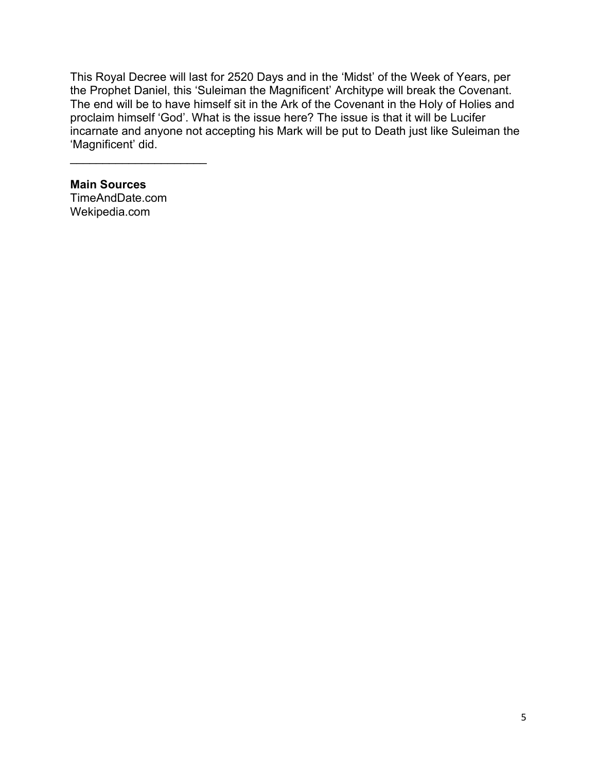This Royal Decree will last for 2520 Days and in the 'Midst' of the Week of Years, per the Prophet Daniel, this 'Suleiman the Magnificent' Architype will break the Covenant. The end will be to have himself sit in the Ark of the Covenant in the Holy of Holies and proclaim himself 'God'. What is the issue here? The issue is that it will be Lucifer incarnate and anyone not accepting his Mark will be put to Death just like Suleiman the 'Magnificent' did.

---

**Main Sources**
TimeAndDate.com
Wekipedia.com